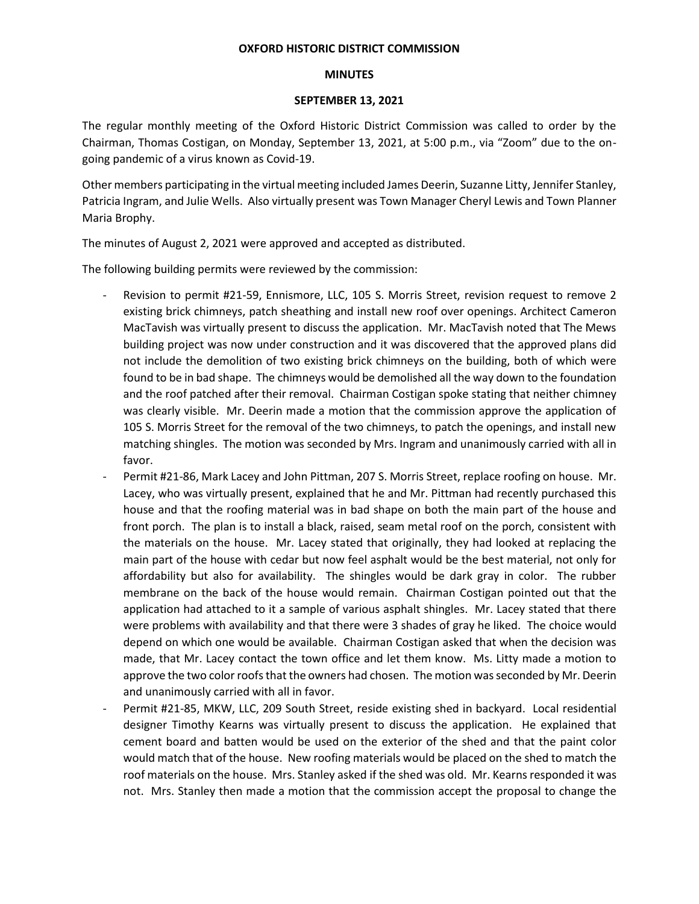**OXFORD HISTORIC DISTRICT COMMISSION**

**MINUTES**

**SEPTEMBER 13, 2021**

The regular monthly meeting of the Oxford Historic District Commission was called to order by the Chairman, Thomas Costigan, on Monday, September 13, 2021, at 5:00 p.m., via "Zoom" due to the on-going pandemic of a virus known as Covid-19.

Other members participating in the virtual meeting included James Deerin, Suzanne Litty, Jennifer Stanley, Patricia Ingram, and Julie Wells. Also virtually present was Town Manager Cheryl Lewis and Town Planner Maria Brophy.

The minutes of August 2, 2021 were approved and accepted as distributed.

The following building permits were reviewed by the commission:

- Revision to permit #21-59, Ennismore, LLC, 105 S. Morris Street, revision request to remove 2 existing brick chimneys, patch sheathing and install new roof over openings. Architect Cameron MacTavish was virtually present to discuss the application. Mr. MacTavish noted that The Mews building project was now under construction and it was discovered that the approved plans did not include the demolition of two existing brick chimneys on the building, both of which were found to be in bad shape. The chimneys would be demolished all the way down to the foundation and the roof patched after their removal. Chairman Costigan spoke stating that neither chimney was clearly visible. Mr. Deerin made a motion that the commission approve the application of 105 S. Morris Street for the removal of the two chimneys, to patch the openings, and install new matching shingles. The motion was seconded by Mrs. Ingram and unanimously carried with all in favor.
- Permit #21-86, Mark Lacey and John Pittman, 207 S. Morris Street, replace roofing on house. Mr. Lacey, who was virtually present, explained that he and Mr. Pittman had recently purchased this house and that the roofing material was in bad shape on both the main part of the house and front porch. The plan is to install a black, raised, seam metal roof on the porch, consistent with the materials on the house. Mr. Lacey stated that originally, they had looked at replacing the main part of the house with cedar but now feel asphalt would be the best material, not only for affordability but also for availability. The shingles would be dark gray in color. The rubber membrane on the back of the house would remain. Chairman Costigan pointed out that the application had attached to it a sample of various asphalt shingles. Mr. Lacey stated that there were problems with availability and that there were 3 shades of gray he liked. The choice would depend on which one would be available. Chairman Costigan asked that when the decision was made, that Mr. Lacey contact the town office and let them know. Ms. Litty made a motion to approve the two color roofs that the owners had chosen. The motion was seconded by Mr. Deerin and unanimously carried with all in favor.
- Permit #21-85, MKW, LLC, 209 South Street, reside existing shed in backyard. Local residential designer Timothy Kearns was virtually present to discuss the application. He explained that cement board and batten would be used on the exterior of the shed and that the paint color would match that of the house. New roofing materials would be placed on the shed to match the roof materials on the house. Mrs. Stanley asked if the shed was old. Mr. Kearns responded it was not. Mrs. Stanley then made a motion that the commission accept the proposal to change the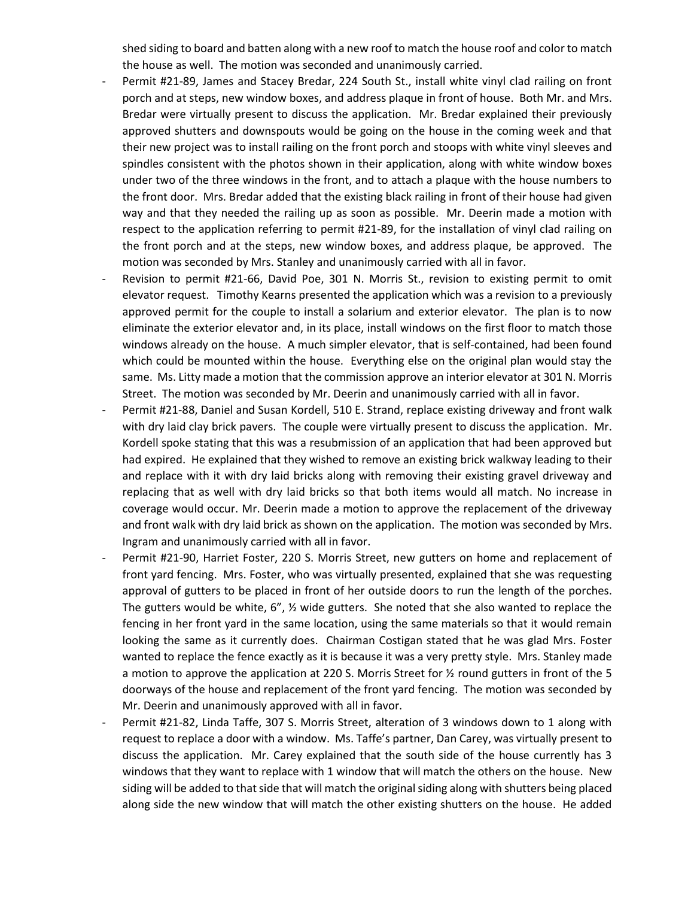shed siding to board and batten along with a new roof to match the house roof and color to match the house as well. The motion was seconded and unanimously carried.

- Permit #21-89, James and Stacey Bredar, 224 South St., install white vinyl clad railing on front porch and at steps, new window boxes, and address plaque in front of house. Both Mr. and Mrs. Bredar were virtually present to discuss the application. Mr. Bredar explained their previously approved shutters and downspouts would be going on the house in the coming week and that their new project was to install railing on the front porch and stoops with white vinyl sleeves and spindles consistent with the photos shown in their application, along with white window boxes under two of the three windows in the front, and to attach a plaque with the house numbers to the front door. Mrs. Bredar added that the existing black railing in front of their house had given way and that they needed the railing up as soon as possible. Mr. Deerin made a motion with respect to the application referring to permit #21-89, for the installation of vinyl clad railing on the front porch and at the steps, new window boxes, and address plaque, be approved. The motion was seconded by Mrs. Stanley and unanimously carried with all in favor.
- Revision to permit #21-66, David Poe, 301 N. Morris St., revision to existing permit to omit elevator request. Timothy Kearns presented the application which was a revision to a previously approved permit for the couple to install a solarium and exterior elevator. The plan is to now eliminate the exterior elevator and, in its place, install windows on the first floor to match those windows already on the house. A much simpler elevator, that is self-contained, had been found which could be mounted within the house. Everything else on the original plan would stay the same. Ms. Litty made a motion that the commission approve an interior elevator at 301 N. Morris Street. The motion was seconded by Mr. Deerin and unanimously carried with all in favor.
- Permit #21-88, Daniel and Susan Kordell, 510 E. Strand, replace existing driveway and front walk with dry laid clay brick pavers. The couple were virtually present to discuss the application. Mr. Kordell spoke stating that this was a resubmission of an application that had been approved but had expired. He explained that they wished to remove an existing brick walkway leading to their and replace with it with dry laid bricks along with removing their existing gravel driveway and replacing that as well with dry laid bricks so that both items would all match. No increase in coverage would occur. Mr. Deerin made a motion to approve the replacement of the driveway and front walk with dry laid brick as shown on the application. The motion was seconded by Mrs. Ingram and unanimously carried with all in favor.
- Permit #21-90, Harriet Foster, 220 S. Morris Street, new gutters on home and replacement of front yard fencing. Mrs. Foster, who was virtually presented, explained that she was requesting approval of gutters to be placed in front of her outside doors to run the length of the porches. The gutters would be white, 6", ½ wide gutters. She noted that she also wanted to replace the fencing in her front yard in the same location, using the same materials so that it would remain looking the same as it currently does. Chairman Costigan stated that he was glad Mrs. Foster wanted to replace the fence exactly as it is because it was a very pretty style. Mrs. Stanley made a motion to approve the application at 220 S. Morris Street for ½ round gutters in front of the 5 doorways of the house and replacement of the front yard fencing. The motion was seconded by Mr. Deerin and unanimously approved with all in favor.
- Permit #21-82, Linda Taffe, 307 S. Morris Street, alteration of 3 windows down to 1 along with request to replace a door with a window. Ms. Taffe's partner, Dan Carey, was virtually present to discuss the application. Mr. Carey explained that the south side of the house currently has 3 windows that they want to replace with 1 window that will match the others on the house. New siding will be added to that side that will match the original siding along with shutters being placed along side the new window that will match the other existing shutters on the house. He added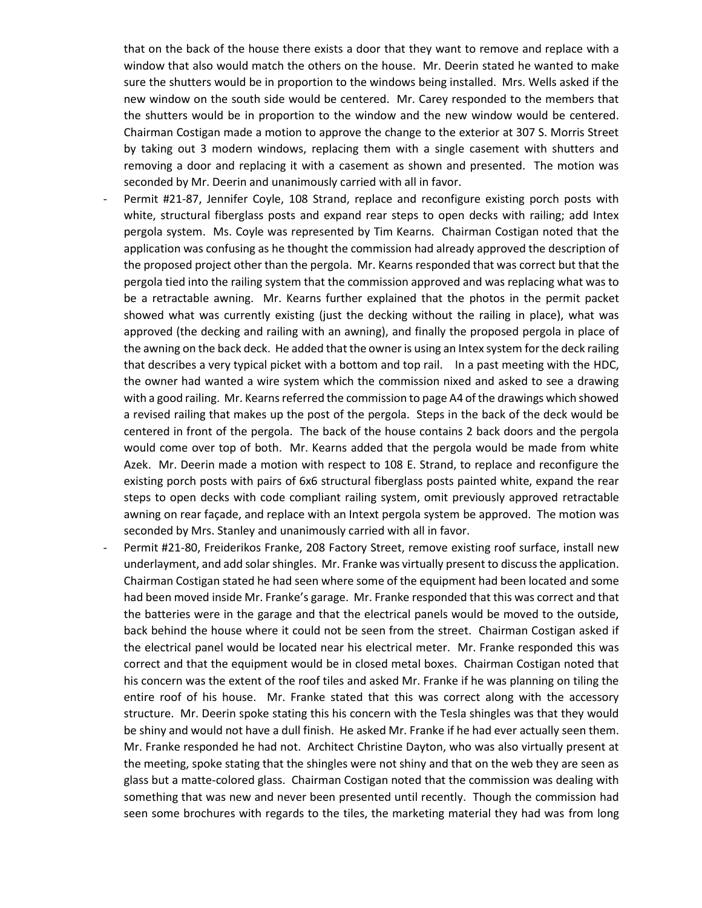that on the back of the house there exists a door that they want to remove and replace with a window that also would match the others on the house. Mr. Deerin stated he wanted to make sure the shutters would be in proportion to the windows being installed. Mrs. Wells asked if the new window on the south side would be centered. Mr. Carey responded to the members that the shutters would be in proportion to the window and the new window would be centered. Chairman Costigan made a motion to approve the change to the exterior at 307 S. Morris Street by taking out 3 modern windows, replacing them with a single casement with shutters and removing a door and replacing it with a casement as shown and presented. The motion was seconded by Mr. Deerin and unanimously carried with all in favor.

- Permit #21-87, Jennifer Coyle, 108 Strand, replace and reconfigure existing porch posts with white, structural fiberglass posts and expand rear steps to open decks with railing; add Intex pergola system. Ms. Coyle was represented by Tim Kearns. Chairman Costigan noted that the application was confusing as he thought the commission had already approved the description of the proposed project other than the pergola. Mr. Kearns responded that was correct but that the pergola tied into the railing system that the commission approved and was replacing what was to be a retractable awning. Mr. Kearns further explained that the photos in the permit packet showed what was currently existing (just the decking without the railing in place), what was approved (the decking and railing with an awning), and finally the proposed pergola in place of the awning on the back deck. He added that the owner is using an Intex system for the deck railing that describes a very typical picket with a bottom and top rail. In a past meeting with the HDC, the owner had wanted a wire system which the commission nixed and asked to see a drawing with a good railing. Mr. Kearns referred the commission to page A4 of the drawings which showed a revised railing that makes up the post of the pergola. Steps in the back of the deck would be centered in front of the pergola. The back of the house contains 2 back doors and the pergola would come over top of both. Mr. Kearns added that the pergola would be made from white Azek. Mr. Deerin made a motion with respect to 108 E. Strand, to replace and reconfigure the existing porch posts with pairs of 6x6 structural fiberglass posts painted white, expand the rear steps to open decks with code compliant railing system, omit previously approved retractable awning on rear façade, and replace with an Intext pergola system be approved. The motion was seconded by Mrs. Stanley and unanimously carried with all in favor.
- Permit #21-80, Freiderikos Franke, 208 Factory Street, remove existing roof surface, install new underlayment, and add solar shingles. Mr. Franke was virtually present to discuss the application. Chairman Costigan stated he had seen where some of the equipment had been located and some had been moved inside Mr. Franke's garage. Mr. Franke responded that this was correct and that the batteries were in the garage and that the electrical panels would be moved to the outside, back behind the house where it could not be seen from the street. Chairman Costigan asked if the electrical panel would be located near his electrical meter. Mr. Franke responded this was correct and that the equipment would be in closed metal boxes. Chairman Costigan noted that his concern was the extent of the roof tiles and asked Mr. Franke if he was planning on tiling the entire roof of his house. Mr. Franke stated that this was correct along with the accessory structure. Mr. Deerin spoke stating this his concern with the Tesla shingles was that they would be shiny and would not have a dull finish. He asked Mr. Franke if he had ever actually seen them. Mr. Franke responded he had not. Architect Christine Dayton, who was also virtually present at the meeting, spoke stating that the shingles were not shiny and that on the web they are seen as glass but a matte-colored glass. Chairman Costigan noted that the commission was dealing with something that was new and never been presented until recently. Though the commission had seen some brochures with regards to the tiles, the marketing material they had was from long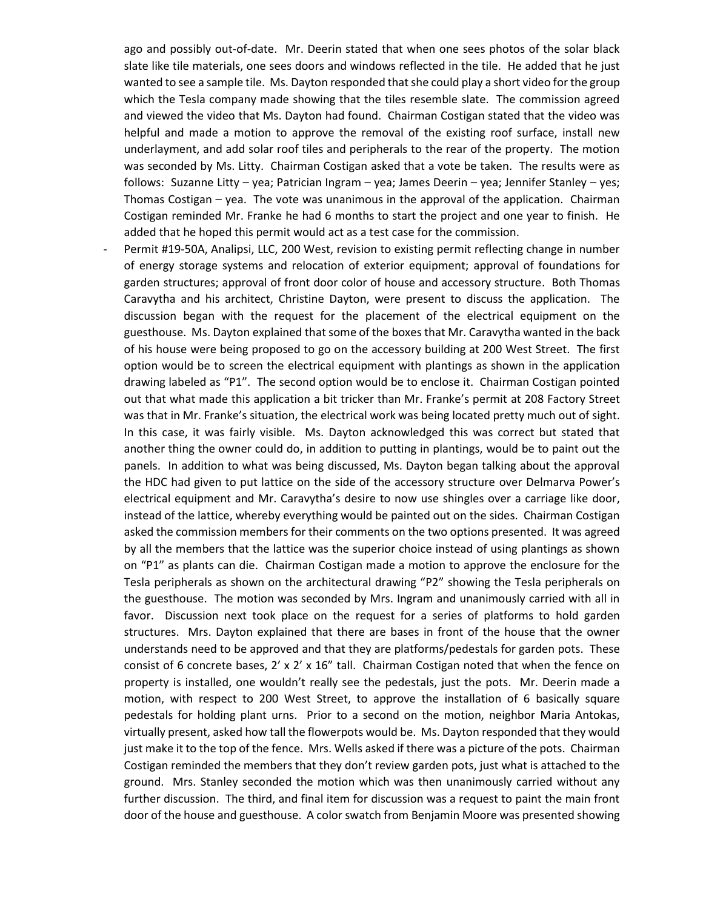ago and possibly out-of-date. Mr. Deerin stated that when one sees photos of the solar black slate like tile materials, one sees doors and windows reflected in the tile. He added that he just wanted to see a sample tile. Ms. Dayton responded that she could play a short video for the group which the Tesla company made showing that the tiles resemble slate. The commission agreed and viewed the video that Ms. Dayton had found. Chairman Costigan stated that the video was helpful and made a motion to approve the removal of the existing roof surface, install new underlayment, and add solar roof tiles and peripherals to the rear of the property. The motion was seconded by Ms. Litty. Chairman Costigan asked that a vote be taken. The results were as follows: Suzanne Litty – yea; Patrician Ingram – yea; James Deerin – yea; Jennifer Stanley – yes; Thomas Costigan – yea. The vote was unanimous in the approval of the application. Chairman Costigan reminded Mr. Franke he had 6 months to start the project and one year to finish. He added that he hoped this permit would act as a test case for the commission.

- Permit #19-50A, Analipsi, LLC, 200 West, revision to existing permit reflecting change in number of energy storage systems and relocation of exterior equipment; approval of foundations for garden structures; approval of front door color of house and accessory structure. Both Thomas Caravytha and his architect, Christine Dayton, were present to discuss the application. The discussion began with the request for the placement of the electrical equipment on the guesthouse. Ms. Dayton explained that some of the boxes that Mr. Caravytha wanted in the back of his house were being proposed to go on the accessory building at 200 West Street. The first option would be to screen the electrical equipment with plantings as shown in the application drawing labeled as "P1". The second option would be to enclose it. Chairman Costigan pointed out that what made this application a bit tricker than Mr. Franke's permit at 208 Factory Street was that in Mr. Franke's situation, the electrical work was being located pretty much out of sight. In this case, it was fairly visible. Ms. Dayton acknowledged this was correct but stated that another thing the owner could do, in addition to putting in plantings, would be to paint out the panels. In addition to what was being discussed, Ms. Dayton began talking about the approval the HDC had given to put lattice on the side of the accessory structure over Delmarva Power's electrical equipment and Mr. Caravytha's desire to now use shingles over a carriage like door, instead of the lattice, whereby everything would be painted out on the sides. Chairman Costigan asked the commission members for their comments on the two options presented. It was agreed by all the members that the lattice was the superior choice instead of using plantings as shown on "P1" as plants can die. Chairman Costigan made a motion to approve the enclosure for the Tesla peripherals as shown on the architectural drawing "P2" showing the Tesla peripherals on the guesthouse. The motion was seconded by Mrs. Ingram and unanimously carried with all in favor. Discussion next took place on the request for a series of platforms to hold garden structures. Mrs. Dayton explained that there are bases in front of the house that the owner understands need to be approved and that they are platforms/pedestals for garden pots. These consist of 6 concrete bases, 2' x 2' x 16" tall. Chairman Costigan noted that when the fence on property is installed, one wouldn't really see the pedestals, just the pots. Mr. Deerin made a motion, with respect to 200 West Street, to approve the installation of 6 basically square pedestals for holding plant urns. Prior to a second on the motion, neighbor Maria Antokas, virtually present, asked how tall the flowerpots would be. Ms. Dayton responded that they would just make it to the top of the fence. Mrs. Wells asked if there was a picture of the pots. Chairman Costigan reminded the members that they don't review garden pots, just what is attached to the ground. Mrs. Stanley seconded the motion which was then unanimously carried without any further discussion. The third, and final item for discussion was a request to paint the main front door of the house and guesthouse. A color swatch from Benjamin Moore was presented showing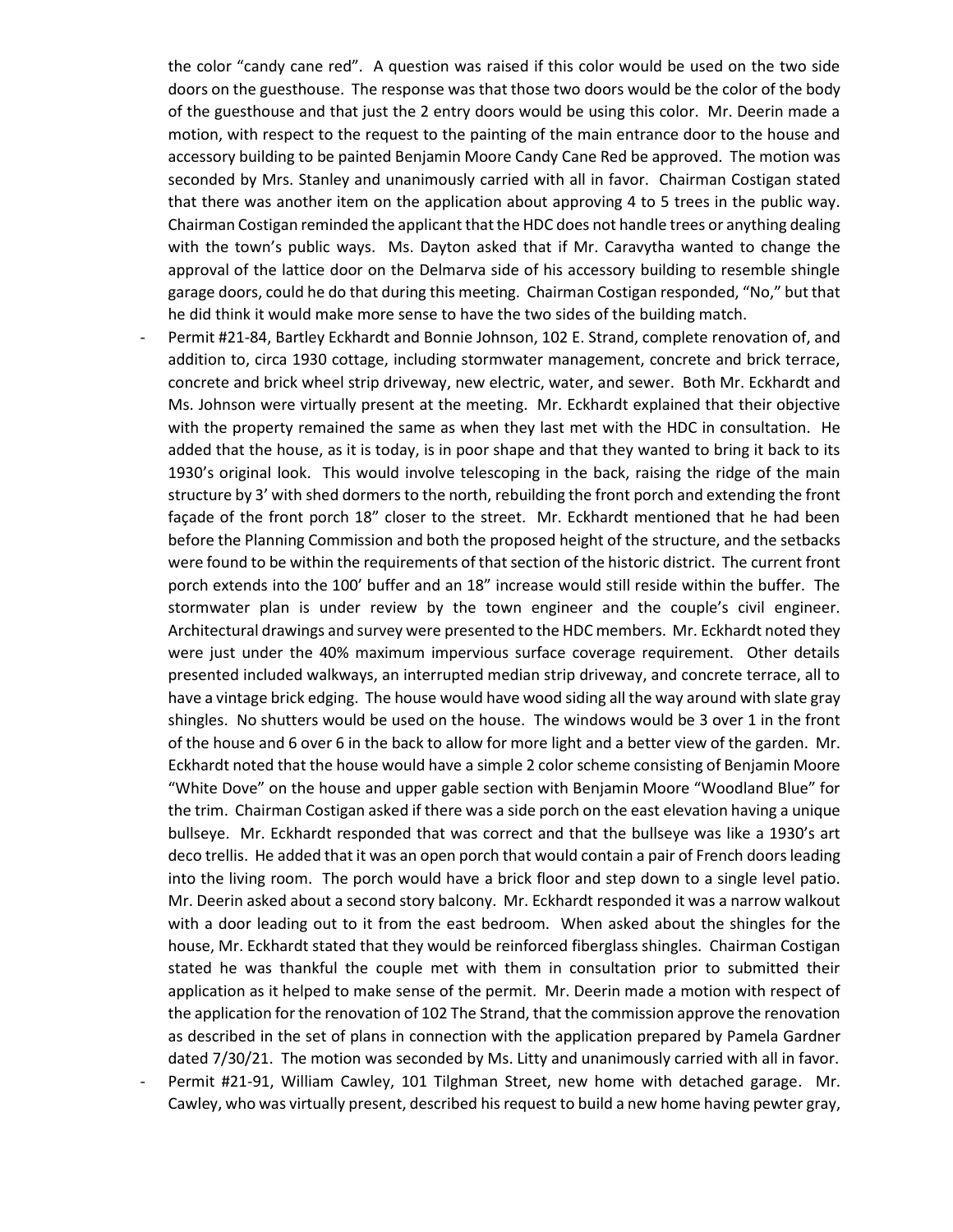the color "candy cane red". A question was raised if this color would be used on the two side doors on the guesthouse. The response was that those two doors would be the color of the body of the guesthouse and that just the 2 entry doors would be using this color. Mr. Deerin made a motion, with respect to the request to the painting of the main entrance door to the house and accessory building to be painted Benjamin Moore Candy Cane Red be approved. The motion was seconded by Mrs. Stanley and unanimously carried with all in favor. Chairman Costigan stated that there was another item on the application about approving 4 to 5 trees in the public way. Chairman Costigan reminded the applicant that the HDC does not handle trees or anything dealing with the town's public ways. Ms. Dayton asked that if Mr. Caravytha wanted to change the approval of the lattice door on the Delmarva side of his accessory building to resemble shingle garage doors, could he do that during this meeting. Chairman Costigan responded, "No," but that he did think it would make more sense to have the two sides of the building match.

- Permit #21-84, Bartley Eckhardt and Bonnie Johnson, 102 E. Strand, complete renovation of, and addition to, circa 1930 cottage, including stormwater management, concrete and brick terrace, concrete and brick wheel strip driveway, new electric, water, and sewer. Both Mr. Eckhardt and Ms. Johnson were virtually present at the meeting. Mr. Eckhardt explained that their objective with the property remained the same as when they last met with the HDC in consultation. He added that the house, as it is today, is in poor shape and that they wanted to bring it back to its 1930's original look. This would involve telescoping in the back, raising the ridge of the main structure by 3' with shed dormers to the north, rebuilding the front porch and extending the front façade of the front porch 18" closer to the street. Mr. Eckhardt mentioned that he had been before the Planning Commission and both the proposed height of the structure, and the setbacks were found to be within the requirements of that section of the historic district. The current front porch extends into the 100' buffer and an 18" increase would still reside within the buffer. The stormwater plan is under review by the town engineer and the couple's civil engineer. Architectural drawings and survey were presented to the HDC members. Mr. Eckhardt noted they were just under the 40% maximum impervious surface coverage requirement. Other details presented included walkways, an interrupted median strip driveway, and concrete terrace, all to have a vintage brick edging. The house would have wood siding all the way around with slate gray shingles. No shutters would be used on the house. The windows would be 3 over 1 in the front of the house and 6 over 6 in the back to allow for more light and a better view of the garden. Mr. Eckhardt noted that the house would have a simple 2 color scheme consisting of Benjamin Moore "White Dove" on the house and upper gable section with Benjamin Moore "Woodland Blue" for the trim. Chairman Costigan asked if there was a side porch on the east elevation having a unique bullseye. Mr. Eckhardt responded that was correct and that the bullseye was like a 1930's art deco trellis. He added that it was an open porch that would contain a pair of French doors leading into the living room. The porch would have a brick floor and step down to a single level patio. Mr. Deerin asked about a second story balcony. Mr. Eckhardt responded it was a narrow walkout with a door leading out to it from the east bedroom. When asked about the shingles for the house, Mr. Eckhardt stated that they would be reinforced fiberglass shingles. Chairman Costigan stated he was thankful the couple met with them in consultation prior to submitted their application as it helped to make sense of the permit. Mr. Deerin made a motion with respect of the application for the renovation of 102 The Strand, that the commission approve the renovation as described in the set of plans in connection with the application prepared by Pamela Gardner dated 7/30/21. The motion was seconded by Ms. Litty and unanimously carried with all in favor.
- Permit #21-91, William Cawley, 101 Tilghman Street, new home with detached garage. Mr. Cawley, who was virtually present, described his request to build a new home having pewter gray,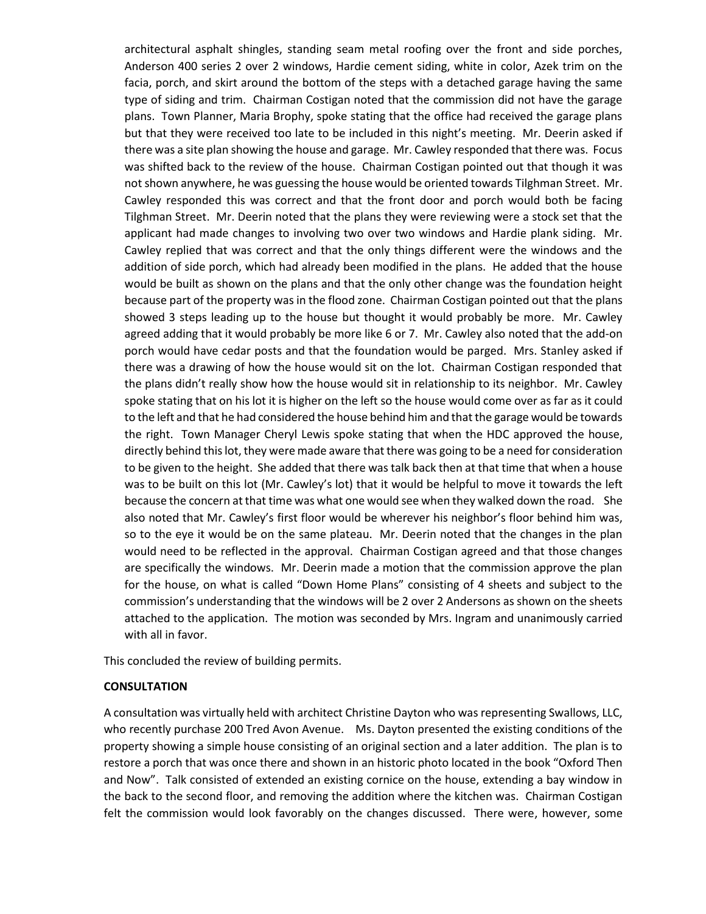architectural asphalt shingles, standing seam metal roofing over the front and side porches, Anderson 400 series 2 over 2 windows, Hardie cement siding, white in color, Azek trim on the facia, porch, and skirt around the bottom of the steps with a detached garage having the same type of siding and trim. Chairman Costigan noted that the commission did not have the garage plans. Town Planner, Maria Brophy, spoke stating that the office had received the garage plans but that they were received too late to be included in this night's meeting. Mr. Deerin asked if there was a site plan showing the house and garage. Mr. Cawley responded that there was. Focus was shifted back to the review of the house. Chairman Costigan pointed out that though it was not shown anywhere, he was guessing the house would be oriented towards Tilghman Street. Mr. Cawley responded this was correct and that the front door and porch would both be facing Tilghman Street. Mr. Deerin noted that the plans they were reviewing were a stock set that the applicant had made changes to involving two over two windows and Hardie plank siding. Mr. Cawley replied that was correct and that the only things different were the windows and the addition of side porch, which had already been modified in the plans. He added that the house would be built as shown on the plans and that the only other change was the foundation height because part of the property was in the flood zone. Chairman Costigan pointed out that the plans showed 3 steps leading up to the house but thought it would probably be more. Mr. Cawley agreed adding that it would probably be more like 6 or 7. Mr. Cawley also noted that the add-on porch would have cedar posts and that the foundation would be parged. Mrs. Stanley asked if there was a drawing of how the house would sit on the lot. Chairman Costigan responded that the plans didn't really show how the house would sit in relationship to its neighbor. Mr. Cawley spoke stating that on his lot it is higher on the left so the house would come over as far as it could to the left and that he had considered the house behind him and that the garage would be towards the right. Town Manager Cheryl Lewis spoke stating that when the HDC approved the house, directly behind this lot, they were made aware that there was going to be a need for consideration to be given to the height. She added that there was talk back then at that time that when a house was to be built on this lot (Mr. Cawley's lot) that it would be helpful to move it towards the left because the concern at that time was what one would see when they walked down the road. She also noted that Mr. Cawley's first floor would be wherever his neighbor's floor behind him was, so to the eye it would be on the same plateau. Mr. Deerin noted that the changes in the plan would need to be reflected in the approval. Chairman Costigan agreed and that those changes are specifically the windows. Mr. Deerin made a motion that the commission approve the plan for the house, on what is called "Down Home Plans" consisting of 4 sheets and subject to the commission's understanding that the windows will be 2 over 2 Andersons as shown on the sheets attached to the application. The motion was seconded by Mrs. Ingram and unanimously carried with all in favor.

This concluded the review of building permits.

**CONSULTATION**

A consultation was virtually held with architect Christine Dayton who was representing Swallows, LLC, who recently purchase 200 Tred Avon Avenue. Ms. Dayton presented the existing conditions of the property showing a simple house consisting of an original section and a later addition. The plan is to restore a porch that was once there and shown in an historic photo located in the book "Oxford Then and Now". Talk consisted of extended an existing cornice on the house, extending a bay window in the back to the second floor, and removing the addition where the kitchen was. Chairman Costigan felt the commission would look favorably on the changes discussed. There were, however, some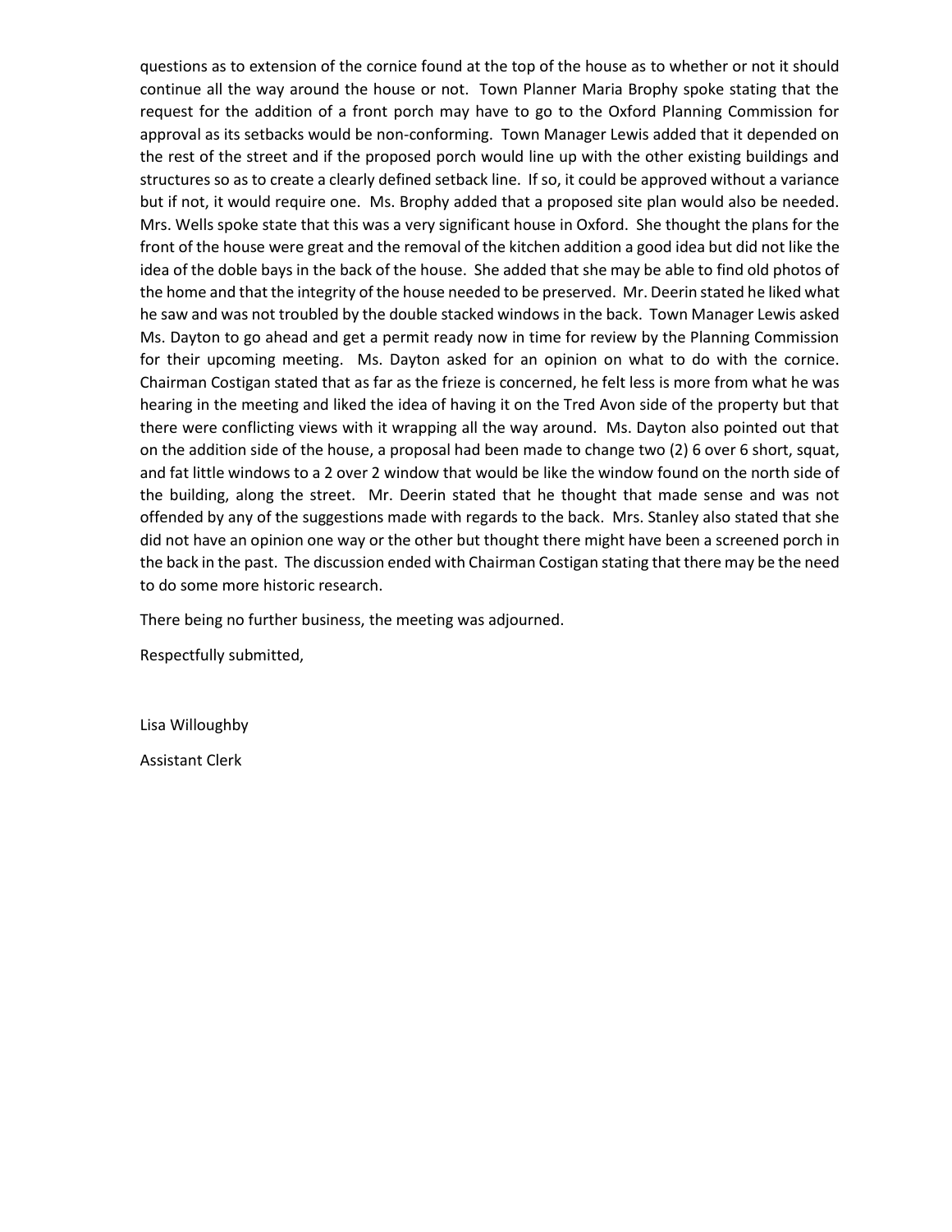questions as to extension of the cornice found at the top of the house as to whether or not it should continue all the way around the house or not. Town Planner Maria Brophy spoke stating that the request for the addition of a front porch may have to go to the Oxford Planning Commission for approval as its setbacks would be non-conforming. Town Manager Lewis added that it depended on the rest of the street and if the proposed porch would line up with the other existing buildings and structures so as to create a clearly defined setback line. If so, it could be approved without a variance but if not, it would require one. Ms. Brophy added that a proposed site plan would also be needed. Mrs. Wells spoke state that this was a very significant house in Oxford. She thought the plans for the front of the house were great and the removal of the kitchen addition a good idea but did not like the idea of the doble bays in the back of the house. She added that she may be able to find old photos of the home and that the integrity of the house needed to be preserved. Mr. Deerin stated he liked what he saw and was not troubled by the double stacked windows in the back. Town Manager Lewis asked Ms. Dayton to go ahead and get a permit ready now in time for review by the Planning Commission for their upcoming meeting. Ms. Dayton asked for an opinion on what to do with the cornice. Chairman Costigan stated that as far as the frieze is concerned, he felt less is more from what he was hearing in the meeting and liked the idea of having it on the Tred Avon side of the property but that there were conflicting views with it wrapping all the way around. Ms. Dayton also pointed out that on the addition side of the house, a proposal had been made to change two (2) 6 over 6 short, squat, and fat little windows to a 2 over 2 window that would be like the window found on the north side of the building, along the street. Mr. Deerin stated that he thought that made sense and was not offended by any of the suggestions made with regards to the back. Mrs. Stanley also stated that she did not have an opinion one way or the other but thought there might have been a screened porch in the back in the past. The discussion ended with Chairman Costigan stating that there may be the need to do some more historic research.

There being no further business, the meeting was adjourned.

Respectfully submitted,

Lisa Willoughby

Assistant Clerk